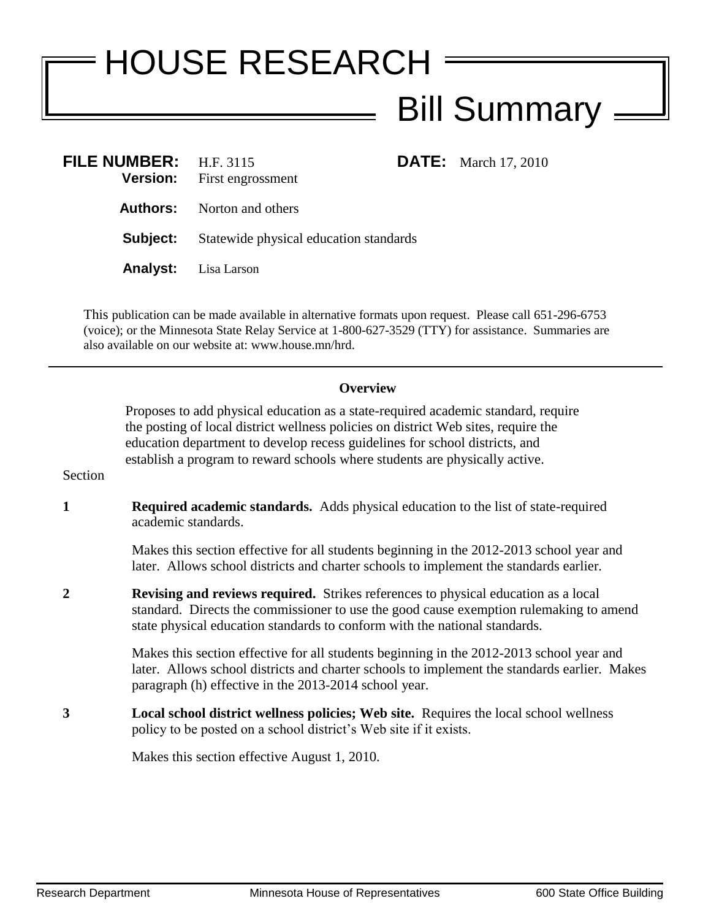# HOUSE RESEARCH

## Bill Summary

**FILE NUMBER:** H.F. 3115  **DATE:** March 17, 2010
**Version:** First engrossment

**Authors:** Norton and others

**Subject:** Statewide physical education standards

**Analyst:** Lisa Larson

This publication can be made available in alternative formats upon request. Please call 651-296-6753 (voice); or the Minnesota State Relay Service at 1-800-627-3529 (TTY) for assistance. Summaries are also available on our website at: www.house.mn/hrd.

---

**Overview**

Proposes to add physical education as a state-required academic standard, require the posting of local district wellness policies on district Web sites, require the education department to develop recess guidelines for school districts, and establish a program to reward schools where students are physically active.

Section

**1** **Required academic standards.** Adds physical education to the list of state-required academic standards.

Makes this section effective for all students beginning in the 2012-2013 school year and later. Allows school districts and charter schools to implement the standards earlier.

**2** **Revising and reviews required.** Strikes references to physical education as a local standard. Directs the commissioner to use the good cause exemption rulemaking to amend state physical education standards to conform with the national standards.

Makes this section effective for all students beginning in the 2012-2013 school year and later. Allows school districts and charter schools to implement the standards earlier. Makes paragraph (h) effective in the 2013-2014 school year.

**3** **Local school district wellness policies; Web site.** Requires the local school wellness policy to be posted on a school district's Web site if it exists.

Makes this section effective August 1, 2010.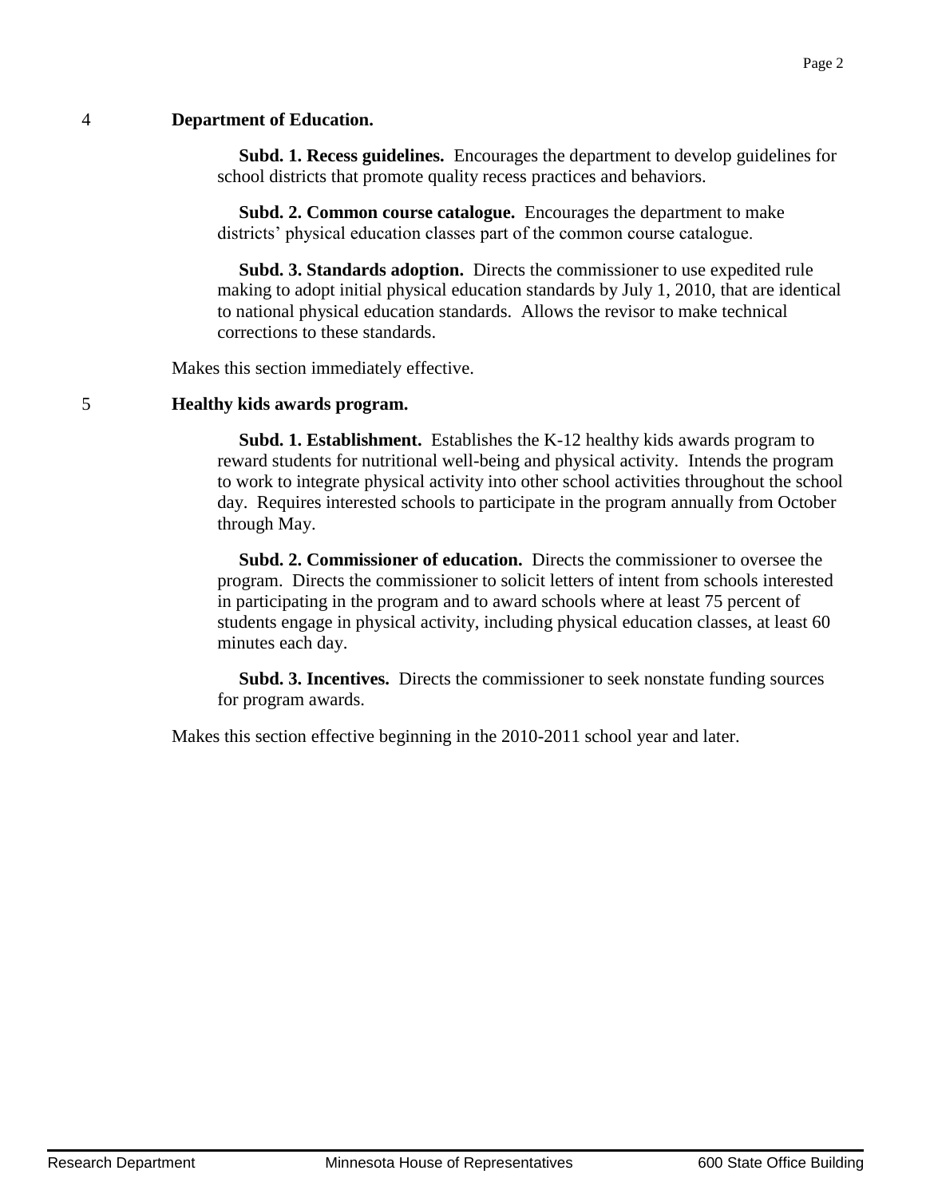4 **Department of Education.**

**Subd. 1. Recess guidelines.** Encourages the department to develop guidelines for school districts that promote quality recess practices and behaviors.

**Subd. 2. Common course catalogue.** Encourages the department to make districts' physical education classes part of the common course catalogue.

**Subd. 3. Standards adoption.** Directs the commissioner to use expedited rule making to adopt initial physical education standards by July 1, 2010, that are identical to national physical education standards. Allows the revisor to make technical corrections to these standards.

Makes this section immediately effective.

5 **Healthy kids awards program.**

**Subd. 1. Establishment.** Establishes the K-12 healthy kids awards program to reward students for nutritional well-being and physical activity. Intends the program to work to integrate physical activity into other school activities throughout the school day. Requires interested schools to participate in the program annually from October through May.

**Subd. 2. Commissioner of education.** Directs the commissioner to oversee the program. Directs the commissioner to solicit letters of intent from schools interested in participating in the program and to award schools where at least 75 percent of students engage in physical activity, including physical education classes, at least 60 minutes each day.

**Subd. 3. Incentives.** Directs the commissioner to seek nonstate funding sources for program awards.

Makes this section effective beginning in the 2010-2011 school year and later.